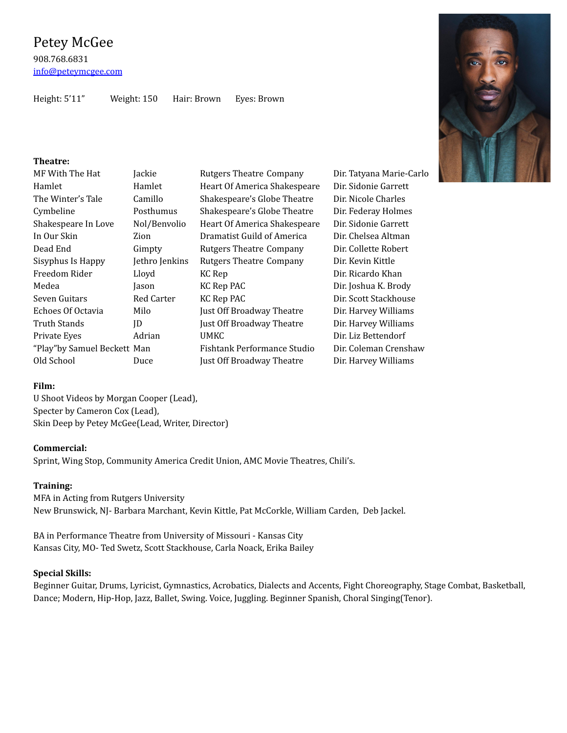# Petey McGee

908.768.6831
info@peteymcgee.com

Height: 5'11" Weight: 150 Hair: Brown Eyes: Brown

**Theatre:**

| | | | |
|---|---|---|---|
| MF With The Hat | Jackie | Rutgers Theatre Company | Dir. Tatyana Marie-Carlo |
| Hamlet | Hamlet | Heart Of America Shakespeare | Dir. Sidonie Garrett |
| The Winter's Tale | Camillo | Shakespeare's Globe Theatre | Dir. Nicole Charles |
| Cymbeline | Posthumus | Shakespeare's Globe Theatre | Dir. Federay Holmes |
| Shakespeare In Love | Nol/Benvolio | Heart Of America Shakespeare | Dir. Sidonie Garrett |
| In Our Skin | Zion | Dramatist Guild of America | Dir. Chelsea Altman |
| Dead End | Gimpty | Rutgers Theatre Company | Dir. Collette Robert |
| Sisyphus Is Happy | Jethro Jenkins | Rutgers Theatre Company | Dir. Kevin Kittle |
| Freedom Rider | Lloyd | KC Rep | Dir. Ricardo Khan |
| Medea | Jason | KC Rep PAC | Dir. Joshua K. Brody |
| Seven Guitars | Red Carter | KC Rep PAC | Dir. Scott Stackhouse |
| Echoes Of Octavia | Milo | Just Off Broadway Theatre | Dir. Harvey Williams |
| Truth Stands | JD | Just Off Broadway Theatre | Dir. Harvey Williams |
| Private Eyes | Adrian | UMKC | Dir. Liz Bettendorf |
| "Play"by Samuel Beckett | Man | Fishtank Performance Studio | Dir. Coleman Crenshaw |
| Old School | Duce | Just Off Broadway Theatre | Dir. Harvey Williams |

**Film:**
U Shoot Videos by Morgan Cooper (Lead),
Specter by Cameron Cox (Lead),
Skin Deep by Petey McGee(Lead, Writer, Director)

**Commercial:**
Sprint, Wing Stop, Community America Credit Union, AMC Movie Theatres, Chili's.

**Training:**
MFA in Acting from Rutgers University
New Brunswick, NJ- Barbara Marchant, Kevin Kittle, Pat McCorkle, William Carden, Deb Jackel.

BA in Performance Theatre from University of Missouri - Kansas City
Kansas City, MO- Ted Swetz, Scott Stackhouse, Carla Noack, Erika Bailey

**Special Skills:**
Beginner Guitar, Drums, Lyricist, Gymnastics, Acrobatics, Dialects and Accents, Fight Choreography, Stage Combat, Basketball, Dance; Modern, Hip-Hop, Jazz, Ballet, Swing. Voice, Juggling. Beginner Spanish, Choral Singing(Tenor).